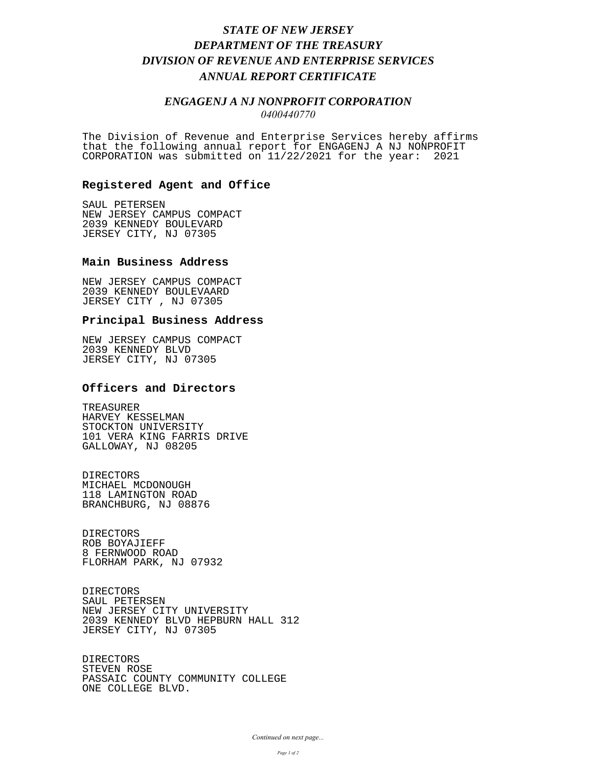# *STATE OF NEW JERSEY*
# *DEPARTMENT OF THE TREASURY*
# *DIVISION OF REVENUE AND ENTERPRISE SERVICES*
# *ANNUAL REPORT CERTIFICATE*

## *ENGAGENJ A NJ NONPROFIT CORPORATION*

*0400440770*

The Division of Revenue and Enterprise Services hereby affirms that the following annual report for ENGAGENJ A NJ NONPROFIT CORPORATION was submitted on 11/22/2021 for the year: 2021

### Registered Agent and Office

SAUL PETERSEN
NEW JERSEY CAMPUS COMPACT
2039 KENNEDY BOULEVARD
JERSEY CITY, NJ 07305

### Main Business Address

NEW JERSEY CAMPUS COMPACT
2039 KENNEDY BOULEVAARD
JERSEY CITY , NJ 07305

### Principal Business Address

NEW JERSEY CAMPUS COMPACT
2039 KENNEDY BLVD
JERSEY CITY, NJ 07305

### Officers and Directors

TREASURER
HARVEY KESSELMAN
STOCKTON UNIVERSITY
101 VERA KING FARRIS DRIVE
GALLOWAY, NJ 08205

DIRECTORS
MICHAEL MCDONOUGH
118 LAMINGTON ROAD
BRANCHBURG, NJ 08876

DIRECTORS
ROB BOYAJIEFF
8 FERNWOOD ROAD
FLORHAM PARK, NJ 07932

DIRECTORS
SAUL PETERSEN
NEW JERSEY CITY UNIVERSITY
2039 KENNEDY BLVD HEPBURN HALL 312
JERSEY CITY, NJ 07305

DIRECTORS
STEVEN ROSE
PASSAIC COUNTY COMMUNITY COLLEGE
ONE COLLEGE BLVD.

*Continued on next page...*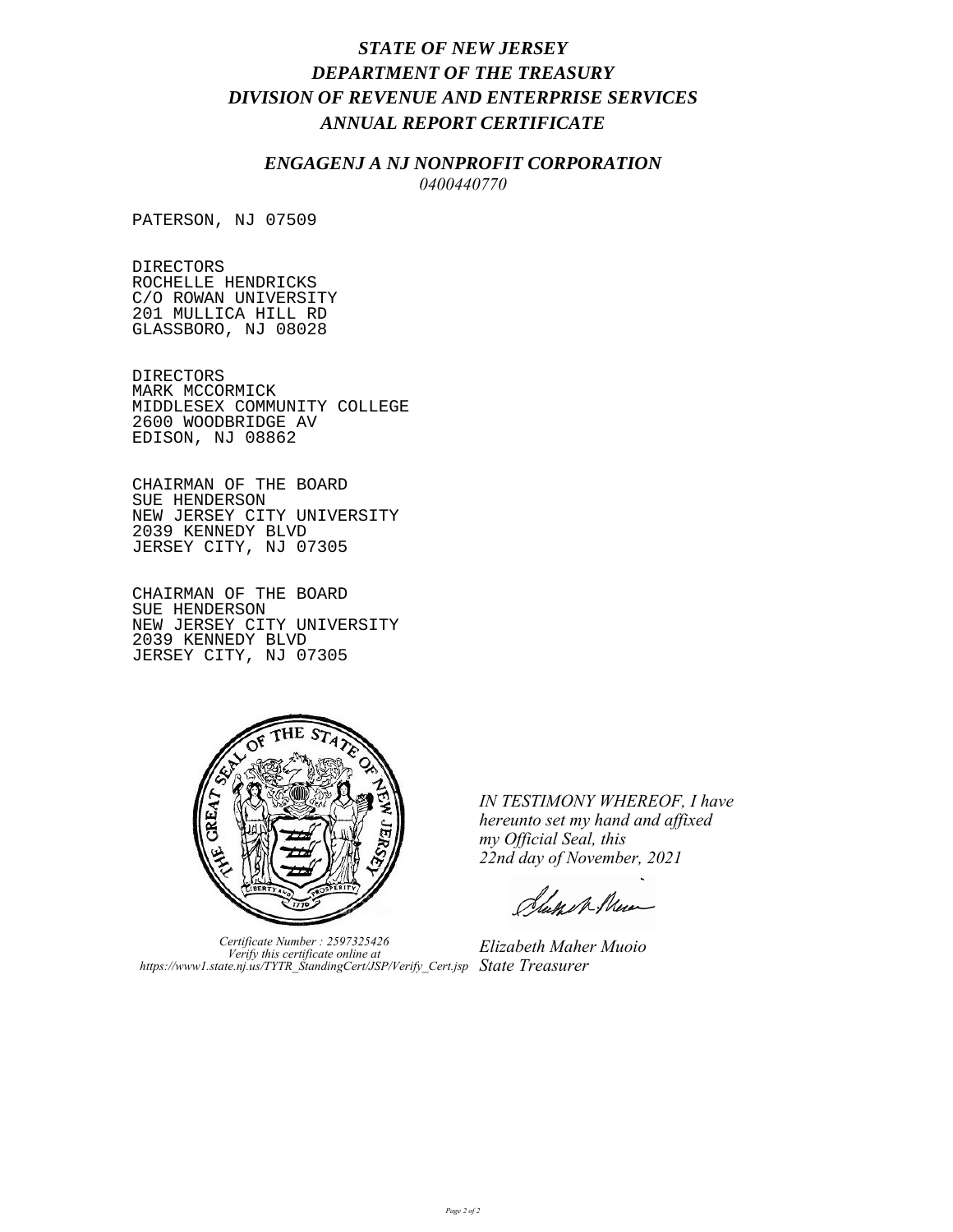***STATE OF NEW JERSEY***
***DEPARTMENT OF THE TREASURY***
***DIVISION OF REVENUE AND ENTERPRISE SERVICES***
***ANNUAL REPORT CERTIFICATE***

***ENGAGENJ A NJ NONPROFIT CORPORATION***
*0400440770*

PATERSON, NJ 07509

DIRECTORS
ROCHELLE HENDRICKS
C/O ROWAN UNIVERSITY
201 MULLICA HILL RD
GLASSBORO, NJ 08028

DIRECTORS
MARK MCCORMICK
MIDDLESEX COMMUNITY COLLEGE
2600 WOODBRIDGE AV
EDISON, NJ 08862

CHAIRMAN OF THE BOARD
SUE HENDERSON
NEW JERSEY CITY UNIVERSITY
2039 KENNEDY BLVD
JERSEY CITY, NJ 07305

CHAIRMAN OF THE BOARD
SUE HENDERSON
NEW JERSEY CITY UNIVERSITY
2039 KENNEDY BLVD
JERSEY CITY, NJ 07305

*IN TESTIMONY WHEREOF, I have hereunto set my hand and affixed my Official Seal, this 22nd day of November, 2021*

*Elizabeth Maher Muoio*
*State Treasurer*

*Certificate Number : 2597325426*
*Verify this certificate online at*
*https://www1.state.nj.us/TYTR_StandingCert/JSP/Verify_Cert.jsp*